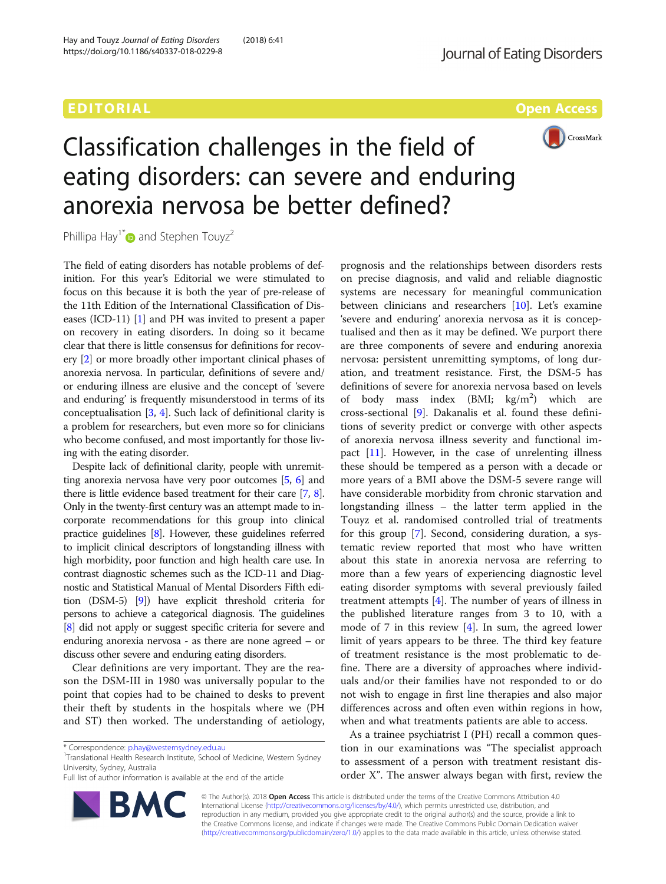EDITORIAL

Open Access

# Classification challenges in the field of eating disorders: can severe and enduring anorexia nervosa be better defined?

Phillipa Hay[1*] and Stephen Touyz[2]

The field of eating disorders has notable problems of definition. For this year's Editorial we were stimulated to focus on this because it is both the year of pre-release of the 11th Edition of the International Classification of Diseases (ICD-11) [1] and PH was invited to present a paper on recovery in eating disorders. In doing so it became clear that there is little consensus for definitions for recovery [2] or more broadly other important clinical phases of anorexia nervosa. In particular, definitions of severe and/or enduring illness are elusive and the concept of 'severe and enduring' is frequently misunderstood in terms of its conceptualisation [3, 4]. Such lack of definitional clarity is a problem for researchers, but even more so for clinicians who become confused, and most importantly for those living with the eating disorder.

Despite lack of definitional clarity, people with unremitting anorexia nervosa have very poor outcomes [5, 6] and there is little evidence based treatment for their care [7, 8]. Only in the twenty-first century was an attempt made to incorporate recommendations for this group into clinical practice guidelines [8]. However, these guidelines referred to implicit clinical descriptors of longstanding illness with high morbidity, poor function and high health care use. In contrast diagnostic schemes such as the ICD-11 and Diagnostic and Statistical Manual of Mental Disorders Fifth edition (DSM-5) [9]) have explicit threshold criteria for persons to achieve a categorical diagnosis. The guidelines [8] did not apply or suggest specific criteria for severe and enduring anorexia nervosa - as there are none agreed – or discuss other severe and enduring eating disorders.

Clear definitions are very important. They are the reason the DSM-III in 1980 was universally popular to the point that copies had to be chained to desks to prevent their theft by students in the hospitals where we (PH and ST) then worked. The understanding of aetiology, prognosis and the relationships between disorders rests on precise diagnosis, and valid and reliable diagnostic systems are necessary for meaningful communication between clinicians and researchers [10]. Let's examine 'severe and enduring' anorexia nervosa as it is conceptualised and then as it may be defined. We purport there are three components of severe and enduring anorexia nervosa: persistent unremitting symptoms, of long duration, and treatment resistance. First, the DSM-5 has definitions of severe for anorexia nervosa based on levels of body mass index (BMI; kg/m$^2$) which are cross-sectional [9]. Dakanalis et al. found these definitions of severity predict or converge with other aspects of anorexia nervosa illness severity and functional impact [11]. However, in the case of unrelenting illness these should be tempered as a person with a decade or more years of a BMI above the DSM-5 severe range will have considerable morbidity from chronic starvation and longstanding illness – the latter term applied in the Touyz et al. randomised controlled trial of treatments for this group [7]. Second, considering duration, a systematic review reported that most who have written about this state in anorexia nervosa are referring to more than a few years of experiencing diagnostic level eating disorder symptoms with several previously failed treatment attempts [4]. The number of years of illness in the published literature ranges from 3 to 10, with a mode of 7 in this review [4]. In sum, the agreed lower limit of years appears to be three. The third key feature of treatment resistance is the most problematic to define. There are a diversity of approaches where individuals and/or their families have not responded to or do not wish to engage in first line therapies and also major differences across and often even within regions in how, when and what treatments patients are able to access.

As a trainee psychiatrist I (PH) recall a common question in our examinations was "The specialist approach to assessment of a person with treatment resistant disorder X". The answer always began with first, review the

\* Correspondence: p.hay@westernsydney.edu.au
[1]Translational Health Research Institute, School of Medicine, Western Sydney University, Sydney, Australia
Full list of author information is available at the end of the article

© The Author(s). 2018 **Open Access** This article is distributed under the terms of the Creative Commons Attribution 4.0 International License (http://creativecommons.org/licenses/by/4.0/), which permits unrestricted use, distribution, and reproduction in any medium, provided you give appropriate credit to the original author(s) and the source, provide a link to the Creative Commons license, and indicate if changes were made. The Creative Commons Public Domain Dedication waiver (http://creativecommons.org/publicdomain/zero/1.0/) applies to the data made available in this article, unless otherwise stated.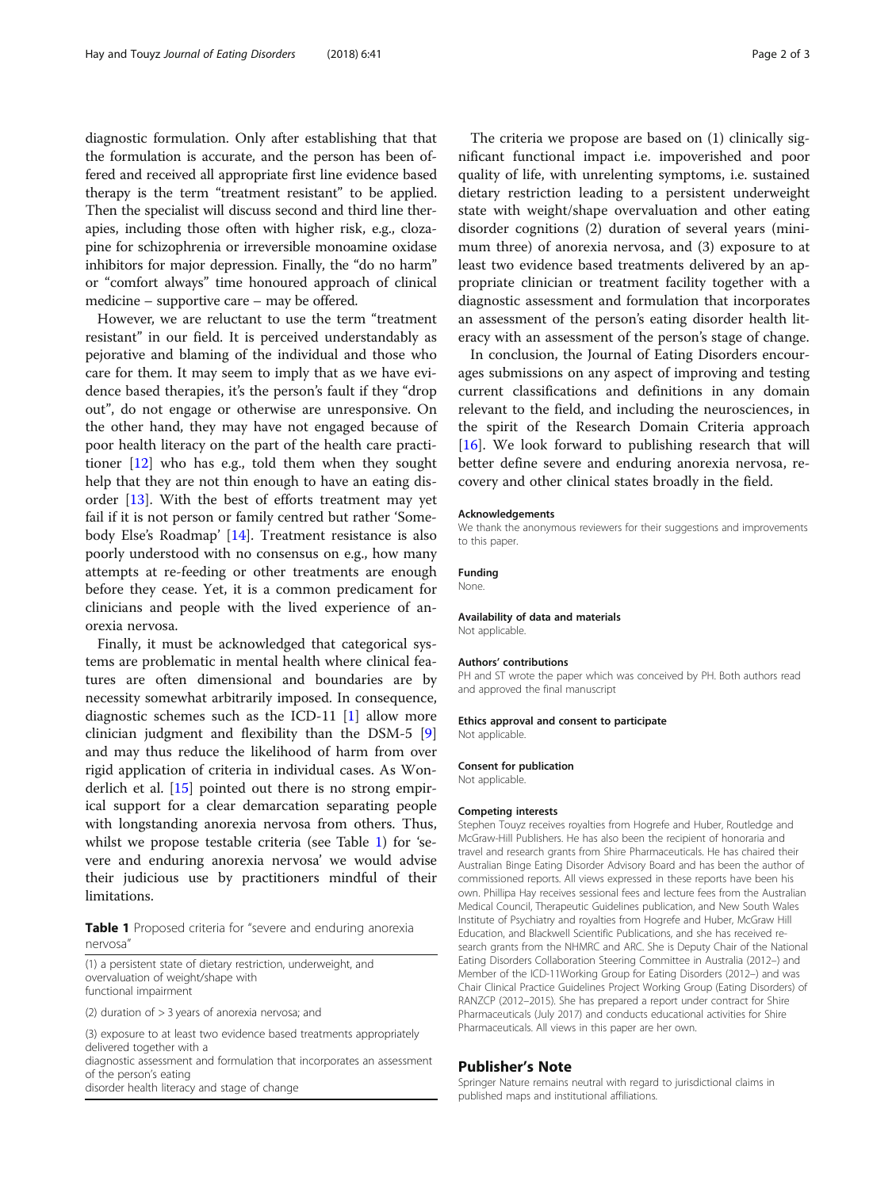diagnostic formulation. Only after establishing that that the formulation is accurate, and the person has been offered and received all appropriate first line evidence based therapy is the term "treatment resistant" to be applied. Then the specialist will discuss second and third line therapies, including those often with higher risk, e.g., clozapine for schizophrenia or irreversible monoamine oxidase inhibitors for major depression. Finally, the "do no harm" or "comfort always" time honoured approach of clinical medicine – supportive care – may be offered.

However, we are reluctant to use the term "treatment resistant" in our field. It is perceived understandably as pejorative and blaming of the individual and those who care for them. It may seem to imply that as we have evidence based therapies, it's the person's fault if they "drop out", do not engage or otherwise are unresponsive. On the other hand, they may have not engaged because of poor health literacy on the part of the health care practitioner [12] who has e.g., told them when they sought help that they are not thin enough to have an eating disorder [13]. With the best of efforts treatment may yet fail if it is not person or family centred but rather 'Somebody Else's Roadmap' [14]. Treatment resistance is also poorly understood with no consensus on e.g., how many attempts at re-feeding or other treatments are enough before they cease. Yet, it is a common predicament for clinicians and people with the lived experience of anorexia nervosa.

Finally, it must be acknowledged that categorical systems are problematic in mental health where clinical features are often dimensional and boundaries are by necessity somewhat arbitrarily imposed. In consequence, diagnostic schemes such as the ICD-11 [1] allow more clinician judgment and flexibility than the DSM-5 [9] and may thus reduce the likelihood of harm from over rigid application of criteria in individual cases. As Wonderlich et al. [15] pointed out there is no strong empirical support for a clear demarcation separating people with longstanding anorexia nervosa from others. Thus, whilst we propose testable criteria (see Table 1) for 'severe and enduring anorexia nervosa' we would advise their judicious use by practitioners mindful of their limitations.

**Table 1** Proposed criteria for "severe and enduring anorexia nervosa"

| |
|---|
| (1) a persistent state of dietary restriction, underweight, and overvaluation of weight/shape with functional impairment |
| (2) duration of > 3 years of anorexia nervosa; and |
| (3) exposure to at least two evidence based treatments appropriately delivered together with a diagnostic assessment and formulation that incorporates an assessment of the person's eating disorder health literacy and stage of change |

The criteria we propose are based on (1) clinically significant functional impact i.e. impoverished and poor quality of life, with unrelenting symptoms, i.e. sustained dietary restriction leading to a persistent underweight state with weight/shape overvaluation and other eating disorder cognitions (2) duration of several years (minimum three) of anorexia nervosa, and (3) exposure to at least two evidence based treatments delivered by an appropriate clinician or treatment facility together with a diagnostic assessment and formulation that incorporates an assessment of the person's eating disorder health literacy with an assessment of the person's stage of change.

In conclusion, the Journal of Eating Disorders encourages submissions on any aspect of improving and testing current classifications and definitions in any domain relevant to the field, and including the neurosciences, in the spirit of the Research Domain Criteria approach [16]. We look forward to publishing research that will better define severe and enduring anorexia nervosa, recovery and other clinical states broadly in the field.

#### Acknowledgements

We thank the anonymous reviewers for their suggestions and improvements to this paper.

#### Funding

None.

#### Availability of data and materials

Not applicable.

#### Authors' contributions

PH and ST wrote the paper which was conceived by PH. Both authors read and approved the final manuscript

#### Ethics approval and consent to participate

Not applicable.

#### Consent for publication

Not applicable.

#### Competing interests

Stephen Touyz receives royalties from Hogrefe and Huber, Routledge and McGraw-Hill Publishers. He has also been the recipient of honoraria and travel and research grants from Shire Pharmaceuticals. He has chaired their Australian Binge Eating Disorder Advisory Board and has been the author of commissioned reports. All views expressed in these reports have been his own. Phillipa Hay receives sessional fees and lecture fees from the Australian Medical Council, Therapeutic Guidelines publication, and New South Wales Institute of Psychiatry and royalties from Hogrefe and Huber, McGraw Hill Education, and Blackwell Scientific Publications, and she has received research grants from the NHMRC and ARC. She is Deputy Chair of the National Eating Disorders Collaboration Steering Committee in Australia (2012–) and Member of the ICD-11Working Group for Eating Disorders (2012–) and was Chair Clinical Practice Guidelines Project Working Group (Eating Disorders) of RANZCP (2012–2015). She has prepared a report under contract for Shire Pharmaceuticals (July 2017) and conducts educational activities for Shire Pharmaceuticals. All views in this paper are her own.

## Publisher's Note

Springer Nature remains neutral with regard to jurisdictional claims in published maps and institutional affiliations.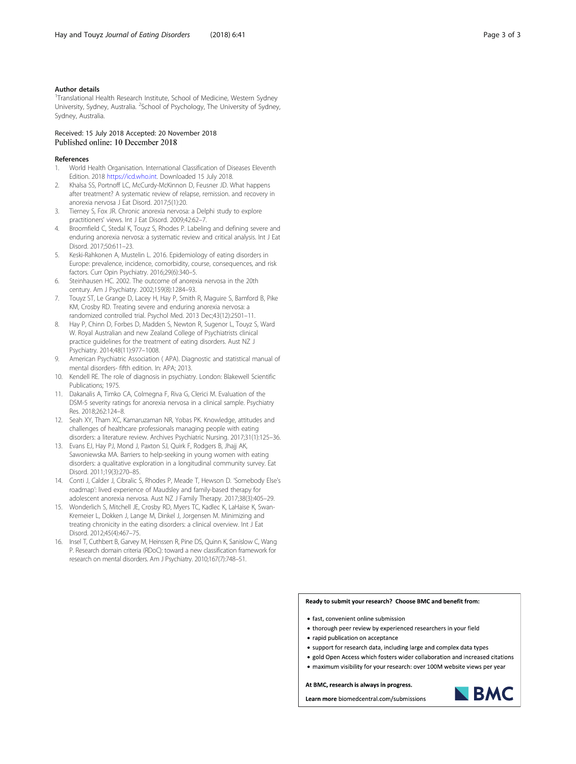### Author details

[1]Translational Health Research Institute, School of Medicine, Western Sydney University, Sydney, Australia. [2]School of Psychology, The University of Sydney, Sydney, Australia.

Received: 15 July 2018 Accepted: 20 November 2018
Published online: 10 December 2018

### References

1. World Health Organisation. International Classification of Diseases Eleventh Edition. 2018 https://icd.who.int. Downloaded 15 July 2018.
2. Khalsa SS, Portnoff LC, McCurdy-McKinnon D, Feusner JD. What happens after treatment? A systematic review of relapse, remission. and recovery in anorexia nervosa J Eat Disord. 2017;5(1):20.
3. Tierney S, Fox JR. Chronic anorexia nervosa: a Delphi study to explore practitioners' views. Int J Eat Disord. 2009;42:62–7.
4. Broomfield C, Stedal K, Touyz S, Rhodes P. Labeling and defining severe and enduring anorexia nervosa: a systematic review and critical analysis. Int J Eat Disord. 2017;50:611–23.
5. Keski-Rahkonen A, Mustelin L. 2016. Epidemiology of eating disorders in Europe: prevalence, incidence, comorbidity, course, consequences, and risk factors. Curr Opin Psychiatry. 2016;29(6):340–5.
6. Steinhausen HC. 2002. The outcome of anorexia nervosa in the 20th century. Am J Psychiatry. 2002;159(8):1284–93.
7. Touyz ST, Le Grange D, Lacey H, Hay P, Smith R, Maguire S, Bamford B, Pike KM, Crosby RD. Treating severe and enduring anorexia nervosa: a randomized controlled trial. Psychol Med. 2013 Dec;43(12):2501–11.
8. Hay P, Chinn D, Forbes D, Madden S, Newton R, Sugenor L, Touyz S, Ward W. Royal Australian and new Zealand College of Psychiatrists clinical practice guidelines for the treatment of eating disorders. Aust NZ J Psychiatry. 2014;48(11):977–1008.
9. American Psychiatric Association ( APA). Diagnostic and statistical manual of mental disorders- fifth edition. In: APA; 2013.
10. Kendell RE. The role of diagnosis in psychiatry. London: Blakewell Scientific Publications; 1975.
11. Dakanalis A, Timko CA, Colmegna F, Riva G, Clerici M. Evaluation of the DSM-5 severity ratings for anorexia nervosa in a clinical sample. Psychiatry Res. 2018;262:124–8.
12. Seah XY, Tham XC, Kamaruzaman NR, Yobas PK. Knowledge, attitudes and challenges of healthcare professionals managing people with eating disorders: a literature review. Archives Psychiatric Nursing. 2017;31(1):125–36.
13. Evans EJ, Hay PJ, Mond J, Paxton SJ, Quirk F, Rodgers B, Jhajj AK, Sawoniewska MA. Barriers to help-seeking in young women with eating disorders: a qualitative exploration in a longitudinal community survey. Eat Disord. 2011;19(3):270–85.
14. Conti J, Calder J, Cibralic S, Rhodes P, Meade T, Hewson D. 'Somebody Else's roadmap': lived experience of Maudsley and family-based therapy for adolescent anorexia nervosa. Aust NZ J Family Therapy. 2017;38(3):405–29.
15. Wonderlich S, Mitchell JE, Crosby RD, Myers TC, Kadlec K, LaHaise K, Swan-Kremeier L, Dokken J, Lange M, Dinkel J, Jorgensen M. Minimizing and treating chronicity in the eating disorders: a clinical overview. Int J Eat Disord. 2012;45(4):467–75.
16. Insel T, Cuthbert B, Garvey M, Heinssen R, Pine DS, Quinn K, Sanislow C, Wang P. Research domain criteria (RDoC): toward a new classification framework for research on mental disorders. Am J Psychiatry. 2010;167(7):748–51.

**Ready to submit your research? Choose BMC and benefit from:**

- fast, convenient online submission
- thorough peer review by experienced researchers in your field
- rapid publication on acceptance
- support for research data, including large and complex data types
- gold Open Access which fosters wider collaboration and increased citations
- maximum visibility for your research: over 100M website views per year

**At BMC, research is always in progress.**

**Learn more** biomedcentral.com/submissions

BMC